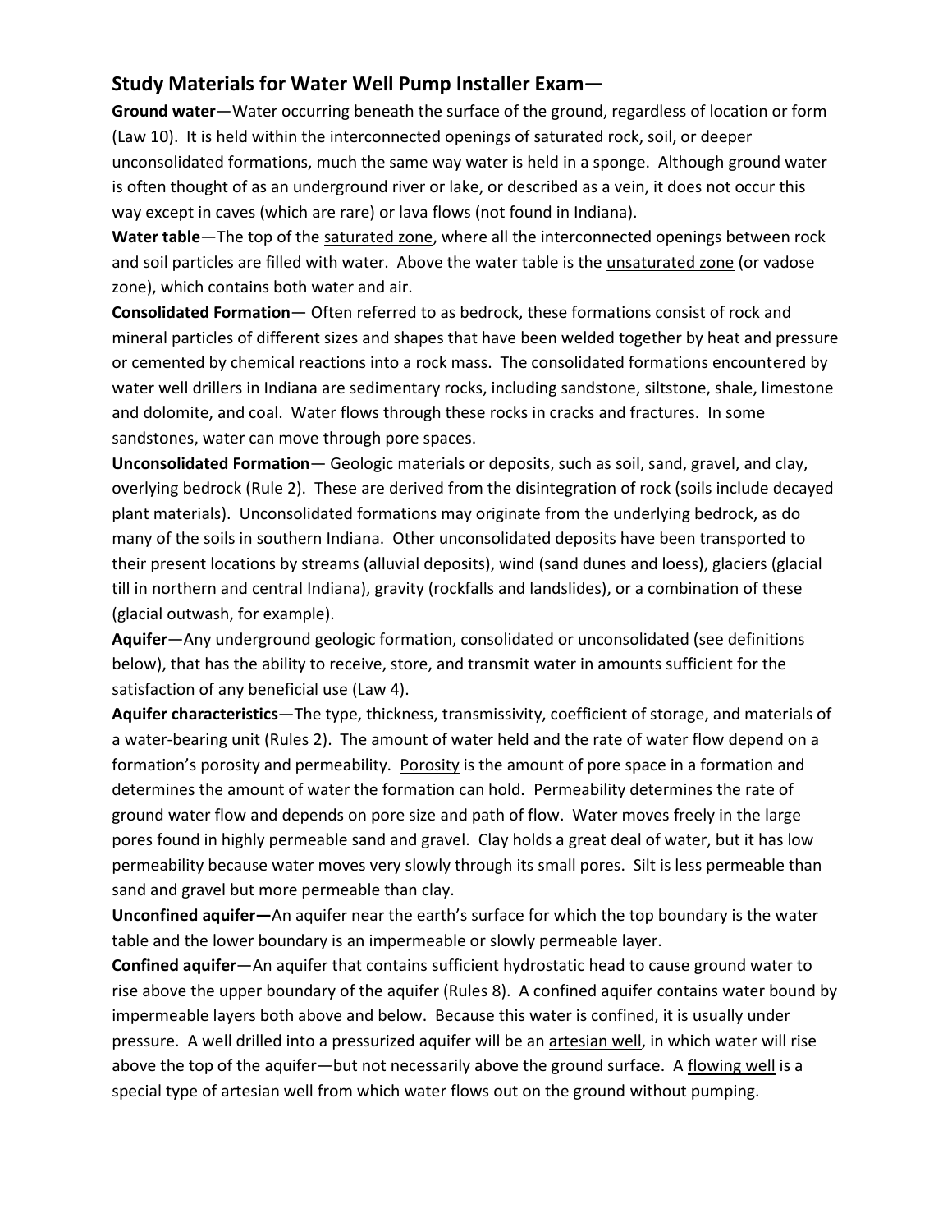## Study Materials for Water Well Pump Installer Exam—

**Ground water**—Water occurring beneath the surface of the ground, regardless of location or form (Law 10). It is held within the interconnected openings of saturated rock, soil, or deeper unconsolidated formations, much the same way water is held in a sponge. Although ground water is often thought of as an underground river or lake, or described as a vein, it does not occur this way except in caves (which are rare) or lava flows (not found in Indiana).

**Water table**—The top of the <u>saturated zone</u>, where all the interconnected openings between rock and soil particles are filled with water. Above the water table is the <u>unsaturated zone</u> (or vadose zone), which contains both water and air.

**Consolidated Formation**— Often referred to as bedrock, these formations consist of rock and mineral particles of different sizes and shapes that have been welded together by heat and pressure or cemented by chemical reactions into a rock mass. The consolidated formations encountered by water well drillers in Indiana are sedimentary rocks, including sandstone, siltstone, shale, limestone and dolomite, and coal. Water flows through these rocks in cracks and fractures. In some sandstones, water can move through pore spaces.

**Unconsolidated Formation**— Geologic materials or deposits, such as soil, sand, gravel, and clay, overlying bedrock (Rule 2). These are derived from the disintegration of rock (soils include decayed plant materials). Unconsolidated formations may originate from the underlying bedrock, as do many of the soils in southern Indiana. Other unconsolidated deposits have been transported to their present locations by streams (alluvial deposits), wind (sand dunes and loess), glaciers (glacial till in northern and central Indiana), gravity (rockfalls and landslides), or a combination of these (glacial outwash, for example).

**Aquifer**—Any underground geologic formation, consolidated or unconsolidated (see definitions below), that has the ability to receive, store, and transmit water in amounts sufficient for the satisfaction of any beneficial use (Law 4).

**Aquifer characteristics**—The type, thickness, transmissivity, coefficient of storage, and materials of a water-bearing unit (Rules 2). The amount of water held and the rate of water flow depend on a formation's porosity and permeability. <u>Porosity</u> is the amount of pore space in a formation and determines the amount of water the formation can hold. <u>Permeability</u> determines the rate of ground water flow and depends on pore size and path of flow. Water moves freely in the large pores found in highly permeable sand and gravel. Clay holds a great deal of water, but it has low permeability because water moves very slowly through its small pores. Silt is less permeable than sand and gravel but more permeable than clay.

**Unconfined aquifer—**An aquifer near the earth's surface for which the top boundary is the water table and the lower boundary is an impermeable or slowly permeable layer.

**Confined aquifer**—An aquifer that contains sufficient hydrostatic head to cause ground water to rise above the upper boundary of the aquifer (Rules 8). A confined aquifer contains water bound by impermeable layers both above and below. Because this water is confined, it is usually under pressure. A well drilled into a pressurized aquifer will be an <u>artesian well</u>, in which water will rise above the top of the aquifer—but not necessarily above the ground surface. A <u>flowing well</u> is a special type of artesian well from which water flows out on the ground without pumping.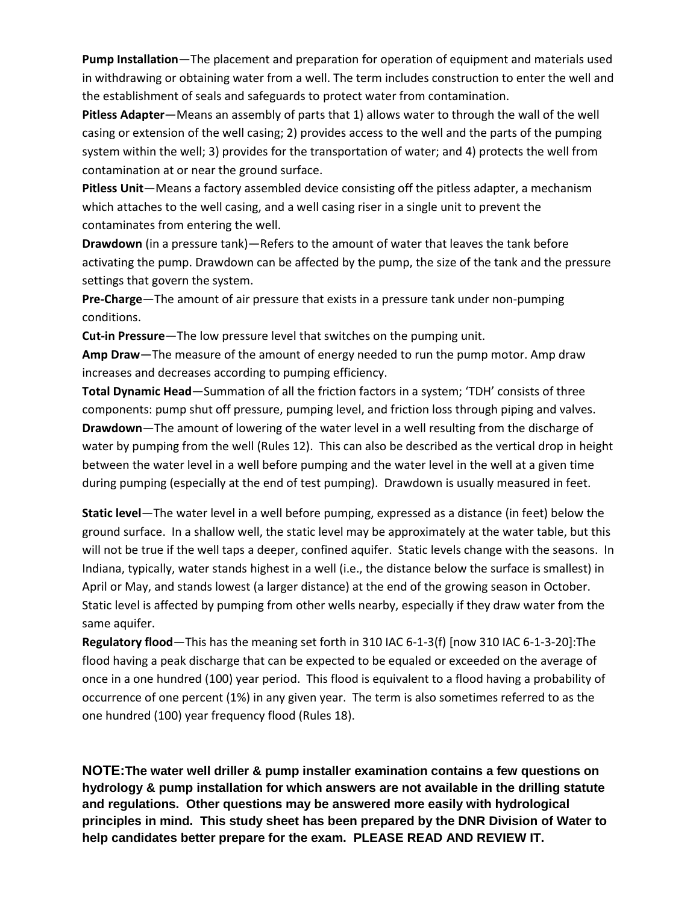**Pump Installation**—The placement and preparation for operation of equipment and materials used in withdrawing or obtaining water from a well. The term includes construction to enter the well and the establishment of seals and safeguards to protect water from contamination.

**Pitless Adapter**—Means an assembly of parts that 1) allows water to through the wall of the well casing or extension of the well casing; 2) provides access to the well and the parts of the pumping system within the well; 3) provides for the transportation of water; and 4) protects the well from contamination at or near the ground surface.

**Pitless Unit**—Means a factory assembled device consisting off the pitless adapter, a mechanism which attaches to the well casing, and a well casing riser in a single unit to prevent the contaminates from entering the well.

**Drawdown** (in a pressure tank)—Refers to the amount of water that leaves the tank before activating the pump. Drawdown can be affected by the pump, the size of the tank and the pressure settings that govern the system.

**Pre-Charge**—The amount of air pressure that exists in a pressure tank under non-pumping conditions.

**Cut-in Pressure**—The low pressure level that switches on the pumping unit.

**Amp Draw**—The measure of the amount of energy needed to run the pump motor. Amp draw increases and decreases according to pumping efficiency.

**Total Dynamic Head**—Summation of all the friction factors in a system; 'TDH' consists of three components: pump shut off pressure, pumping level, and friction loss through piping and valves.

**Drawdown**—The amount of lowering of the water level in a well resulting from the discharge of water by pumping from the well (Rules 12). This can also be described as the vertical drop in height between the water level in a well before pumping and the water level in the well at a given time during pumping (especially at the end of test pumping). Drawdown is usually measured in feet.

**Static level**—The water level in a well before pumping, expressed as a distance (in feet) below the ground surface. In a shallow well, the static level may be approximately at the water table, but this will not be true if the well taps a deeper, confined aquifer. Static levels change with the seasons. In Indiana, typically, water stands highest in a well (i.e., the distance below the surface is smallest) in April or May, and stands lowest (a larger distance) at the end of the growing season in October. Static level is affected by pumping from other wells nearby, especially if they draw water from the same aquifer.

**Regulatory flood**—This has the meaning set forth in 310 IAC 6-1-3(f) [now 310 IAC 6-1-3-20]:The flood having a peak discharge that can be expected to be equaled or exceeded on the average of once in a one hundred (100) year period. This flood is equivalent to a flood having a probability of occurrence of one percent (1%) in any given year. The term is also sometimes referred to as the one hundred (100) year frequency flood (Rules 18).

**NOTE: The water well driller & pump installer examination contains a few questions on hydrology & pump installation for which answers are not available in the drilling statute and regulations. Other questions may be answered more easily with hydrological principles in mind. This study sheet has been prepared by the DNR Division of Water to help candidates better prepare for the exam. PLEASE READ AND REVIEW IT.**